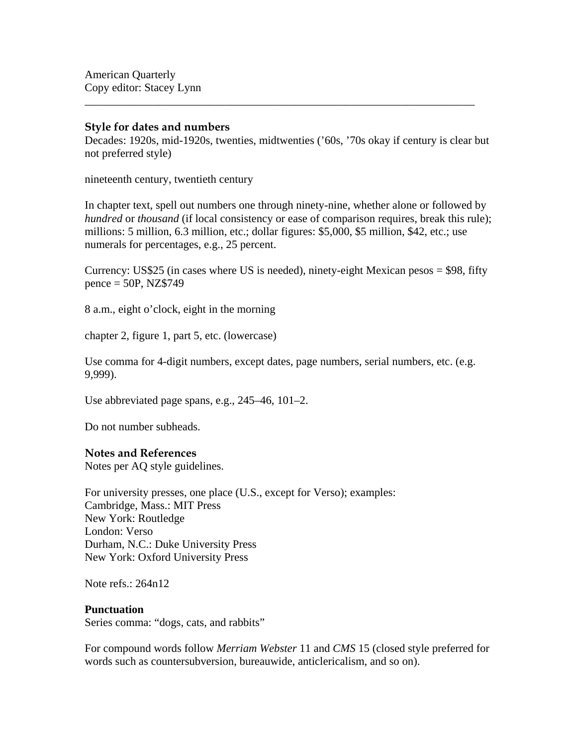American Quarterly
Copy editor: Stacey Lynn

---

### Style for dates and numbers

Decades: 1920s, mid-1920s, twenties, midtwenties (’60s, ’70s okay if century is clear but not preferred style)

nineteenth century, twentieth century

In chapter text, spell out numbers one through ninety-nine, whether alone or followed by *hundred* or *thousand* (if local consistency or ease of comparison requires, break this rule); millions: 5 million, 6.3 million, etc.; dollar figures: $5,000, $5 million, $42, etc.; use numerals for percentages, e.g., 25 percent.

Currency: US$25 (in cases where US is needed), ninety-eight Mexican pesos = $98, fifty pence = 50P, NZ$749

8 a.m., eight o’clock, eight in the morning

chapter 2, figure 1, part 5, etc. (lowercase)

Use comma for 4-digit numbers, except dates, page numbers, serial numbers, etc. (e.g. 9,999).

Use abbreviated page spans, e.g., 245–46, 101–2.

Do not number subheads.

### Notes and References

Notes per AQ style guidelines.

For university presses, one place (U.S., except for Verso); examples:
Cambridge, Mass.: MIT Press
New York: Routledge
London: Verso
Durham, N.C.: Duke University Press
New York: Oxford University Press

Note refs.: 264n12

### Punctuation

Series comma: “dogs, cats, and rabbits”

For compound words follow *Merriam Webster* 11 and *CMS* 15 (closed style preferred for words such as countersubversion, bureauwide, anticlericalism, and so on).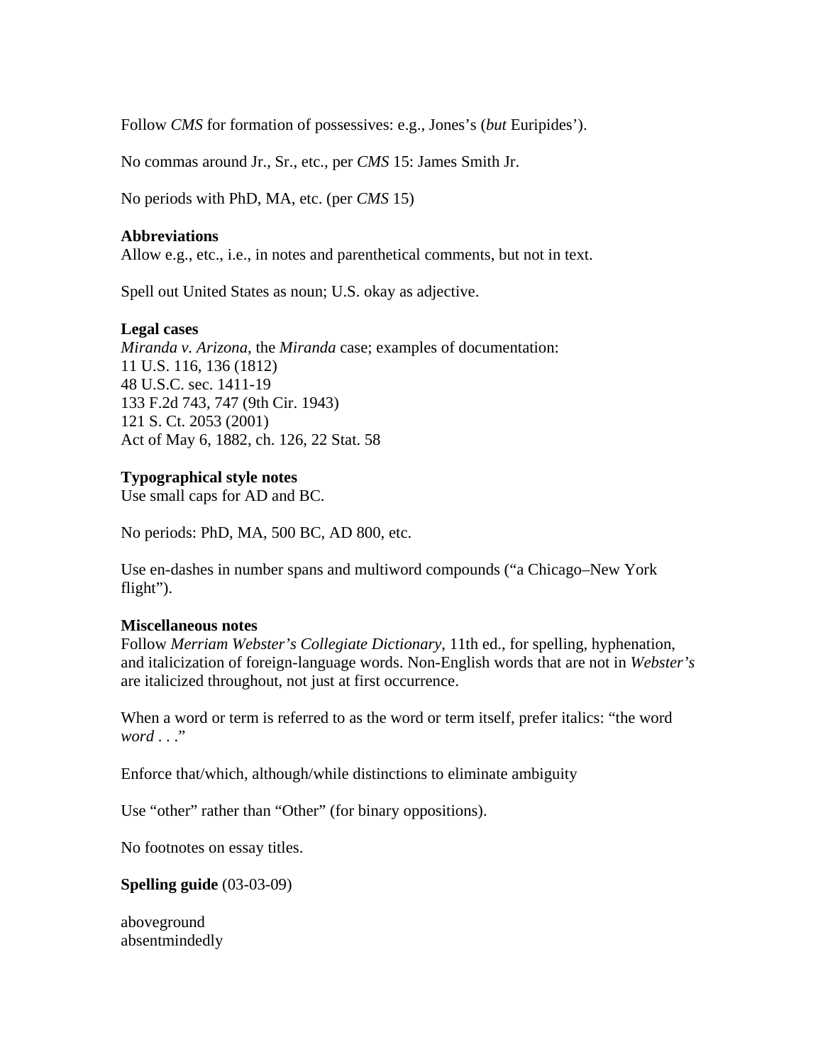Follow *CMS* for formation of possessives: e.g., Jones's (*but* Euripides').

No commas around Jr., Sr., etc., per *CMS* 15: James Smith Jr.

No periods with PhD, MA, etc. (per *CMS* 15)

**Abbreviations**
Allow e.g., etc., i.e., in notes and parenthetical comments, but not in text.

Spell out United States as noun; U.S. okay as adjective.

**Legal cases**
*Miranda v. Arizona*, the *Miranda* case; examples of documentation:
11 U.S. 116, 136 (1812)
48 U.S.C. sec. 1411-19
133 F.2d 743, 747 (9th Cir. 1943)
121 S. Ct. 2053 (2001)
Act of May 6, 1882, ch. 126, 22 Stat. 58

**Typographical style notes**
Use small caps for AD and BC.

No periods: PhD, MA, 500 BC, AD 800, etc.

Use en-dashes in number spans and multiword compounds ("a Chicago–New York flight").

**Miscellaneous notes**
Follow *Merriam Webster's Collegiate Dictionary*, 11th ed., for spelling, hyphenation, and italicization of foreign-language words. Non-English words that are not in *Webster's* are italicized throughout, not just at first occurrence.

When a word or term is referred to as the word or term itself, prefer italics: "the word *word* . . ."

Enforce that/which, although/while distinctions to eliminate ambiguity

Use "other" rather than "Other" (for binary oppositions).

No footnotes on essay titles.

**Spelling guide** (03-03-09)

aboveground
absentmindedly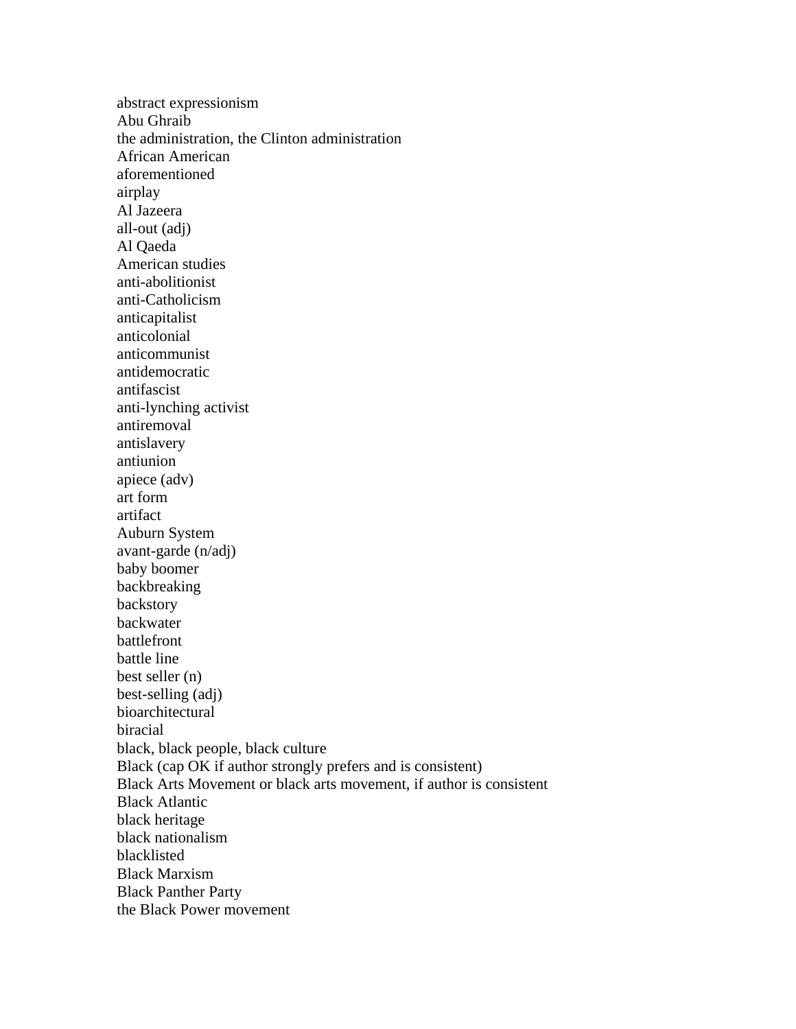abstract expressionism
Abu Ghraib
the administration, the Clinton administration
African American
aforementioned
airplay
Al Jazeera
all-out (adj)
Al Qaeda
American studies
anti-abolitionist
anti-Catholicism
anticapitalist
anticolonial
anticommunist
antidemocratic
antifascist
anti-lynching activist
antiremoval
antislavery
antiunion
apiece (adv)
art form
artifact
Auburn System
avant-garde (n/adj)
baby boomer
backbreaking
backstory
backwater
battlefront
battle line
best seller (n)
best-selling (adj)
bioarchitectural
biracial
black, black people, black culture
Black (cap OK if author strongly prefers and is consistent)
Black Arts Movement or black arts movement, if author is consistent
Black Atlantic
black heritage
black nationalism
blacklisted
Black Marxism
Black Panther Party
the Black Power movement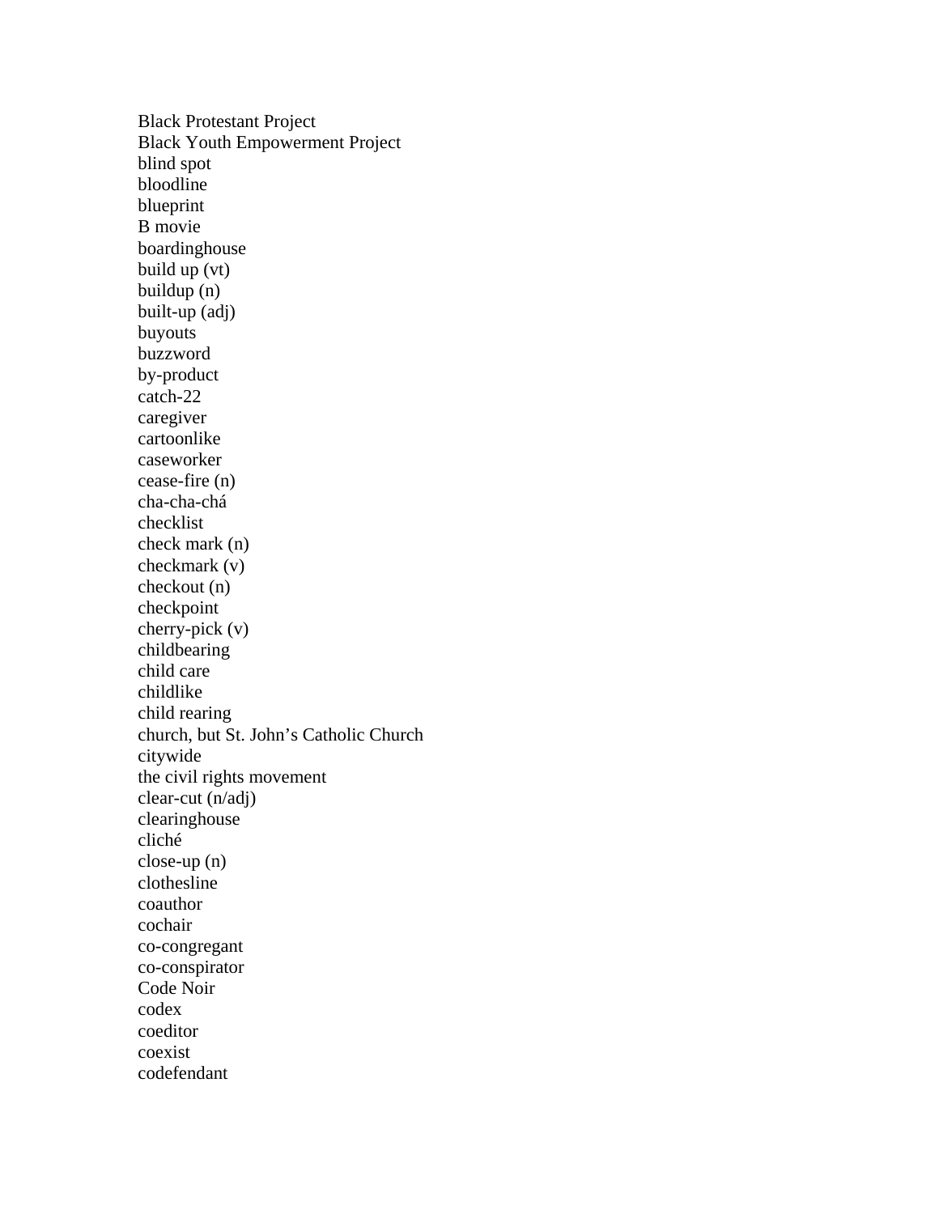Black Protestant Project
Black Youth Empowerment Project
blind spot
bloodline
blueprint
B movie
boardinghouse
build up (vt)
buildup (n)
built-up (adj)
buyouts
buzzword
by-product
catch-22
caregiver
cartoonlike
caseworker
cease-fire (n)
cha-cha-chá
checklist
check mark (n)
checkmark (v)
checkout (n)
checkpoint
cherry-pick (v)
childbearing
child care
childlike
child rearing
church, but St. John’s Catholic Church
citywide
the civil rights movement
clear-cut (n/adj)
clearinghouse
cliché
close-up (n)
clothesline
coauthor
cochair
co-congregant
co-conspirator
Code Noir
codex
coeditor
coexist
codefendant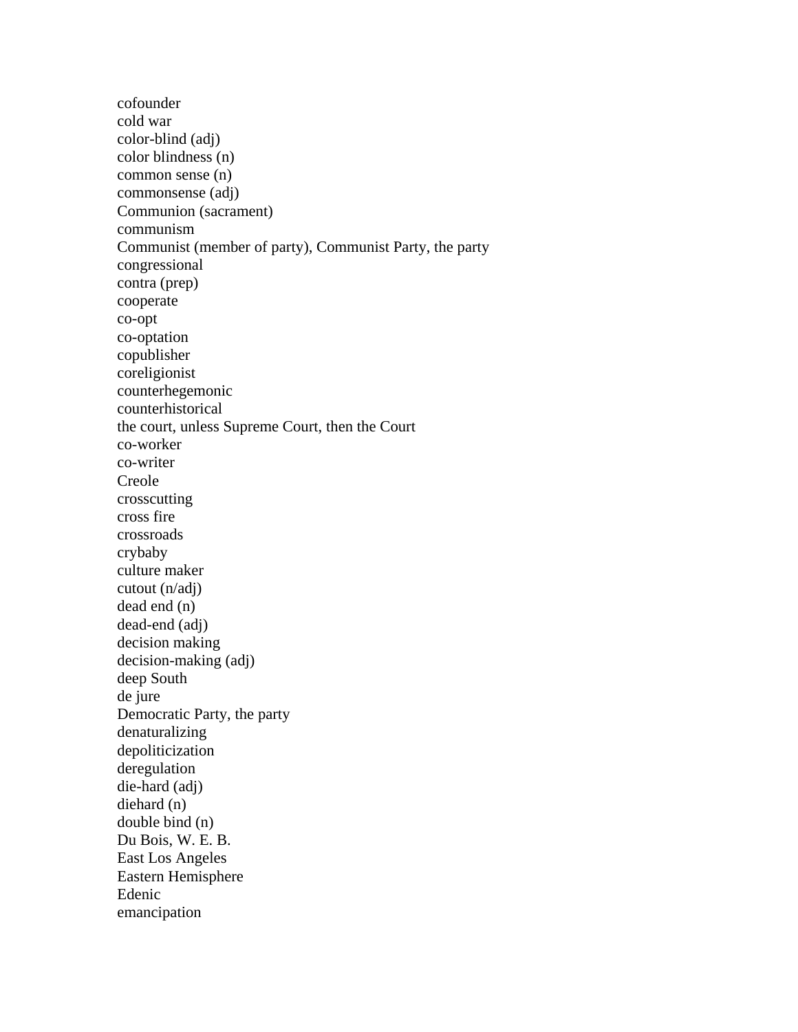cofounder
cold war
color-blind (adj)
color blindness (n)
common sense (n)
commonsense (adj)
Communion (sacrament)
communism
Communist (member of party), Communist Party, the party
congressional
contra (prep)
cooperate
co-opt
co-optation
copublisher
coreligionist
counterhegemonic
counterhistorical
the court, unless Supreme Court, then the Court
co-worker
co-writer
Creole
crosscutting
cross fire
crossroads
crybaby
culture maker
cutout (n/adj)
dead end (n)
dead-end (adj)
decision making
decision-making (adj)
deep South
de jure
Democratic Party, the party
denaturalizing
depoliticization
deregulation
die-hard (adj)
diehard (n)
double bind (n)
Du Bois, W. E. B.
East Los Angeles
Eastern Hemisphere
Edenic
emancipation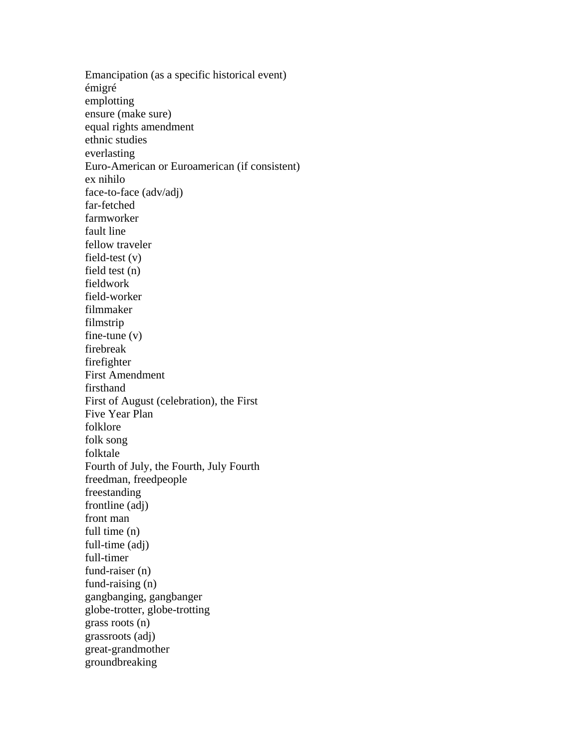Emancipation (as a specific historical event)
émigré
emplotting
ensure (make sure)
equal rights amendment
ethnic studies
everlasting
Euro-American or Euroamerican (if consistent)
ex nihilo
face-to-face (adv/adj)
far-fetched
farmworker
fault line
fellow traveler
field-test (v)
field test (n)
fieldwork
field-worker
filmmaker
filmstrip
fine-tune (v)
firebreak
firefighter
First Amendment
firsthand
First of August (celebration), the First
Five Year Plan
folklore
folk song
folktale
Fourth of July, the Fourth, July Fourth
freedman, freedpeople
freestanding
frontline (adj)
front man
full time (n)
full-time (adj)
full-timer
fund-raiser (n)
fund-raising (n)
gangbanging, gangbanger
globe-trotter, globe-trotting
grass roots (n)
grassroots (adj)
great-grandmother
groundbreaking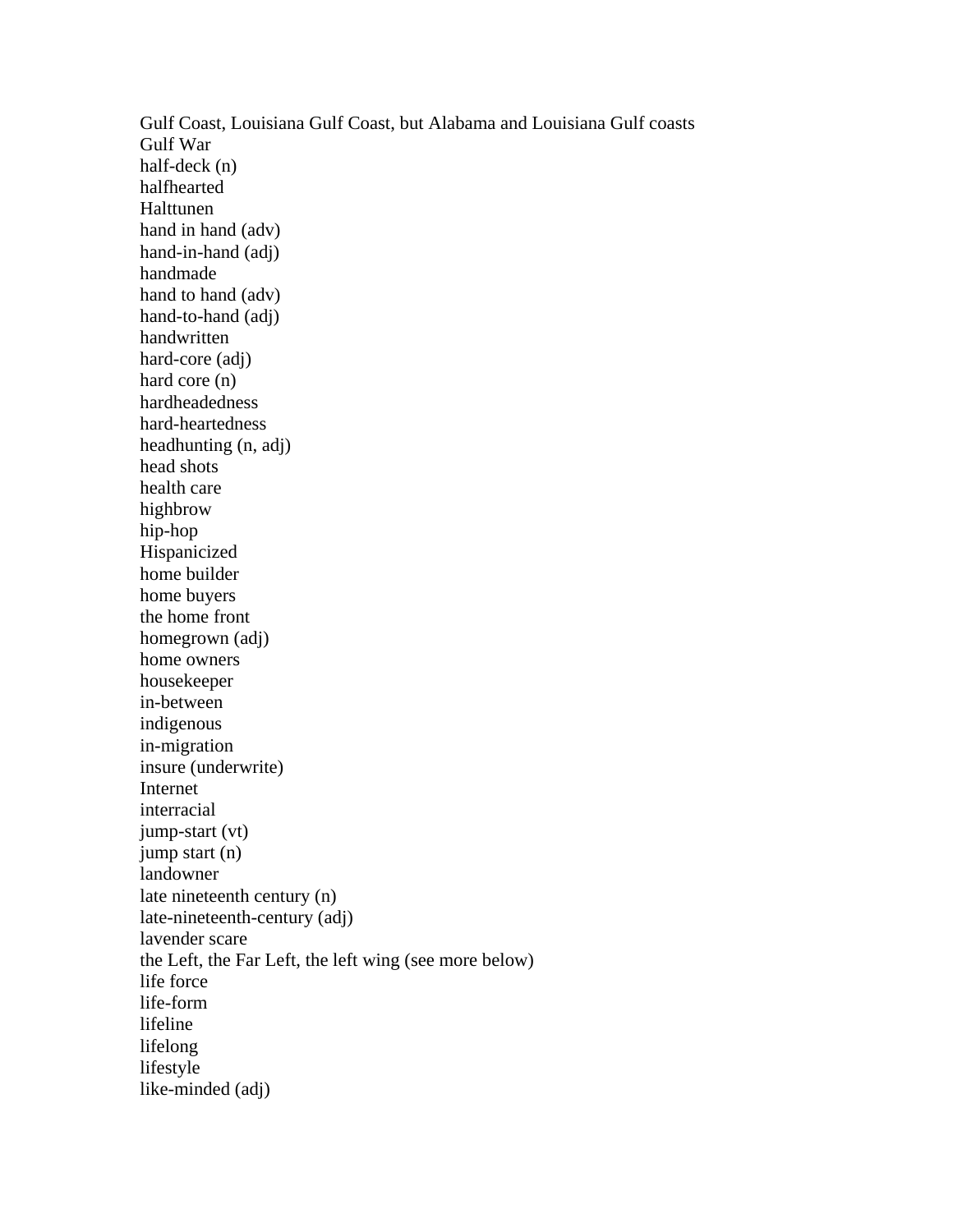Gulf Coast, Louisiana Gulf Coast, but Alabama and Louisiana Gulf coasts
Gulf War
half-deck (n)
halfhearted
Halttunen
hand in hand (adv)
hand-in-hand (adj)
handmade
hand to hand (adv)
hand-to-hand (adj)
handwritten
hard-core (adj)
hard core (n)
hardheadedness
hard-heartedness
headhunting (n, adj)
head shots
health care
highbrow
hip-hop
Hispanicized
home builder
home buyers
the home front
homegrown (adj)
home owners
housekeeper
in-between
indigenous
in-migration
insure (underwrite)
Internet
interracial
jump-start (vt)
jump start (n)
landowner
late nineteenth century (n)
late-nineteenth-century (adj)
lavender scare
the Left, the Far Left, the left wing (see more below)
life force
life-form
lifeline
lifelong
lifestyle
like-minded (adj)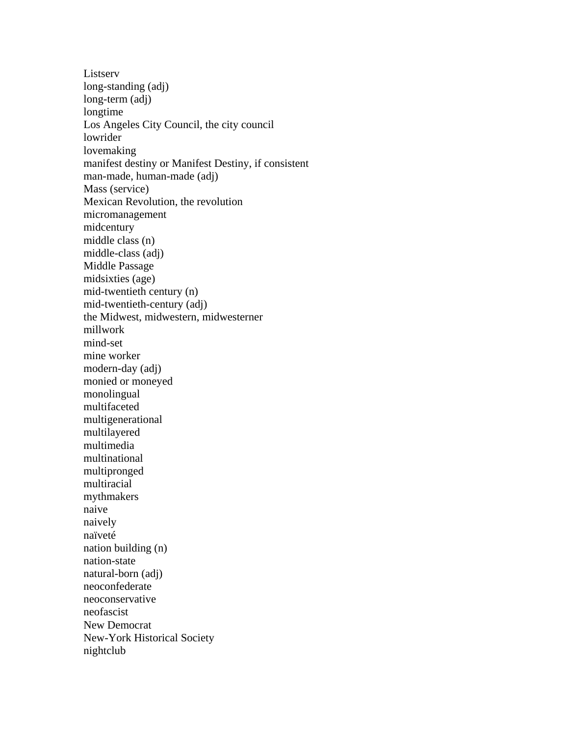Listserv
long-standing (adj)
long-term (adj)
longtime
Los Angeles City Council, the city council
lowrider
lovemaking
manifest destiny or Manifest Destiny, if consistent
man-made, human-made (adj)
Mass (service)
Mexican Revolution, the revolution
micromanagement
midcentury
middle class (n)
middle-class (adj)
Middle Passage
midsixties (age)
mid-twentieth century (n)
mid-twentieth-century (adj)
the Midwest, midwestern, midwesterner
millwork
mind-set
mine worker
modern-day (adj)
monied or moneyed
monolingual
multifaceted
multigenerational
multilayered
multimedia
multinational
multipronged
multiracial
mythmakers
naive
naively
naïveté
nation building (n)
nation-state
natural-born (adj)
neoconfederate
neoconservative
neofascist
New Democrat
New-York Historical Society
nightclub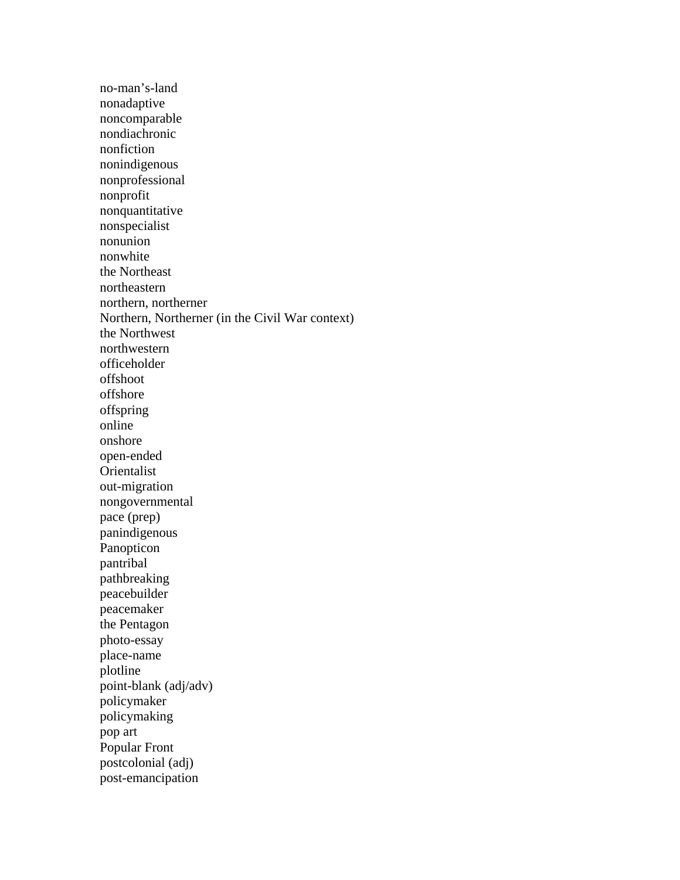no-man’s-land
nonadaptive
noncomparable
nondiachronic
nonfiction
nonindigenous
nonprofessional
nonprofit
nonquantitative
nonspecialist
nonunion
nonwhite
the Northeast
northeastern
northern, northerner
Northern, Northerner (in the Civil War context)
the Northwest
northwestern
officeholder
offshoot
offshore
offspring
online
onshore
open-ended
Orientalist
out-migration
nongovernmental
pace (prep)
panindigenous
Panopticon
pantribal
pathbreaking
peacebuilder
peacemaker
the Pentagon
photo-essay
place-name
plotline
point-blank (adj/adv)
policymaker
policymaking
pop art
Popular Front
postcolonial (adj)
post-emancipation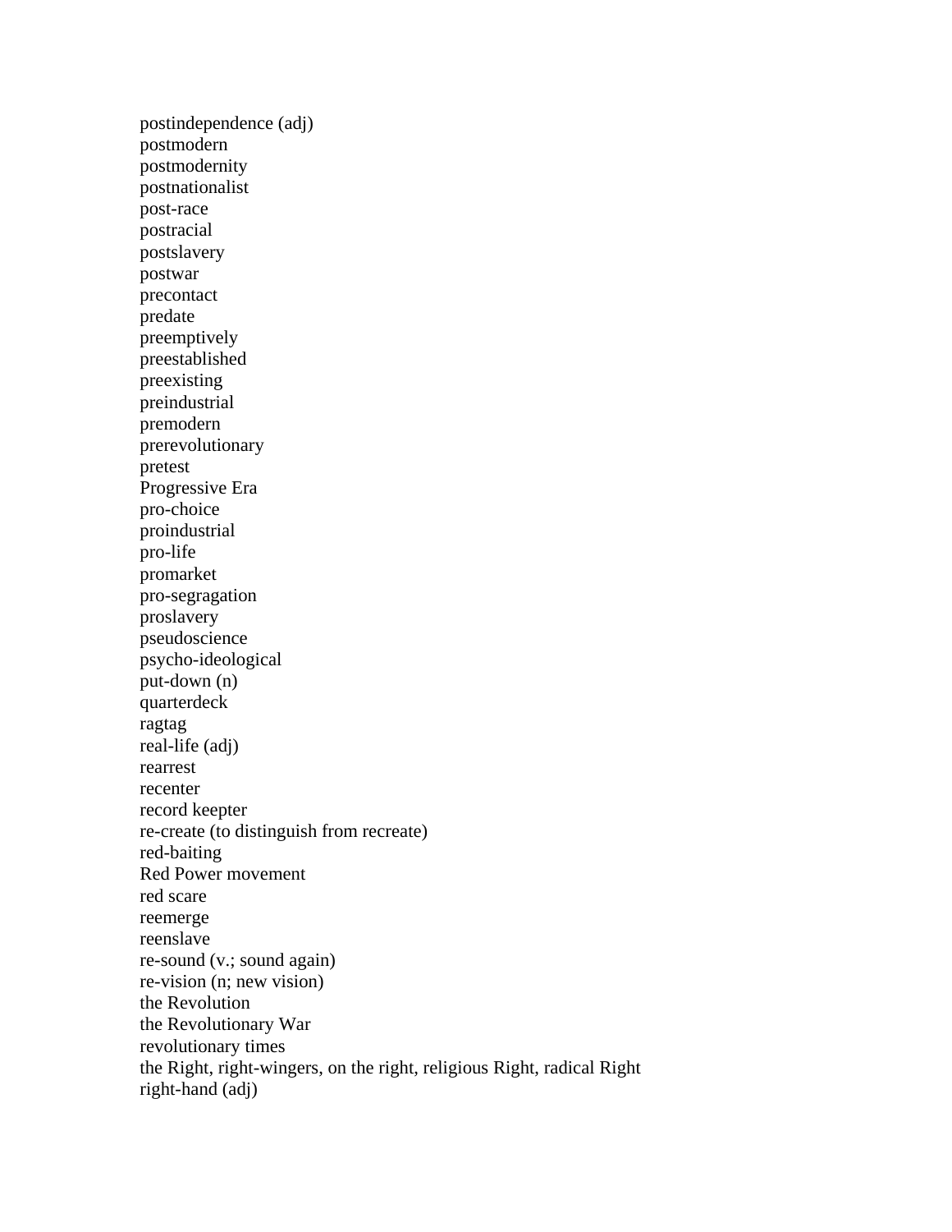postindependence (adj)
postmodern
postmodernity
postnationalist
post-race
postracial
postslavery
postwar
precontact
predate
preemptively
preestablished
preexisting
preindustrial
premodern
prerevolutionary
pretest
Progressive Era
pro-choice
proindustrial
pro-life
promarket
pro-segragation
proslavery
pseudoscience
psycho-ideological
put-down (n)
quarterdeck
ragtag
real-life (adj)
rearrest
recenter
record keepter
re-create (to distinguish from recreate)
red-baiting
Red Power movement
red scare
reemerge
reenslave
re-sound (v.; sound again)
re-vision (n; new vision)
the Revolution
the Revolutionary War
revolutionary times
the Right, right-wingers, on the right, religious Right, radical Right
right-hand (adj)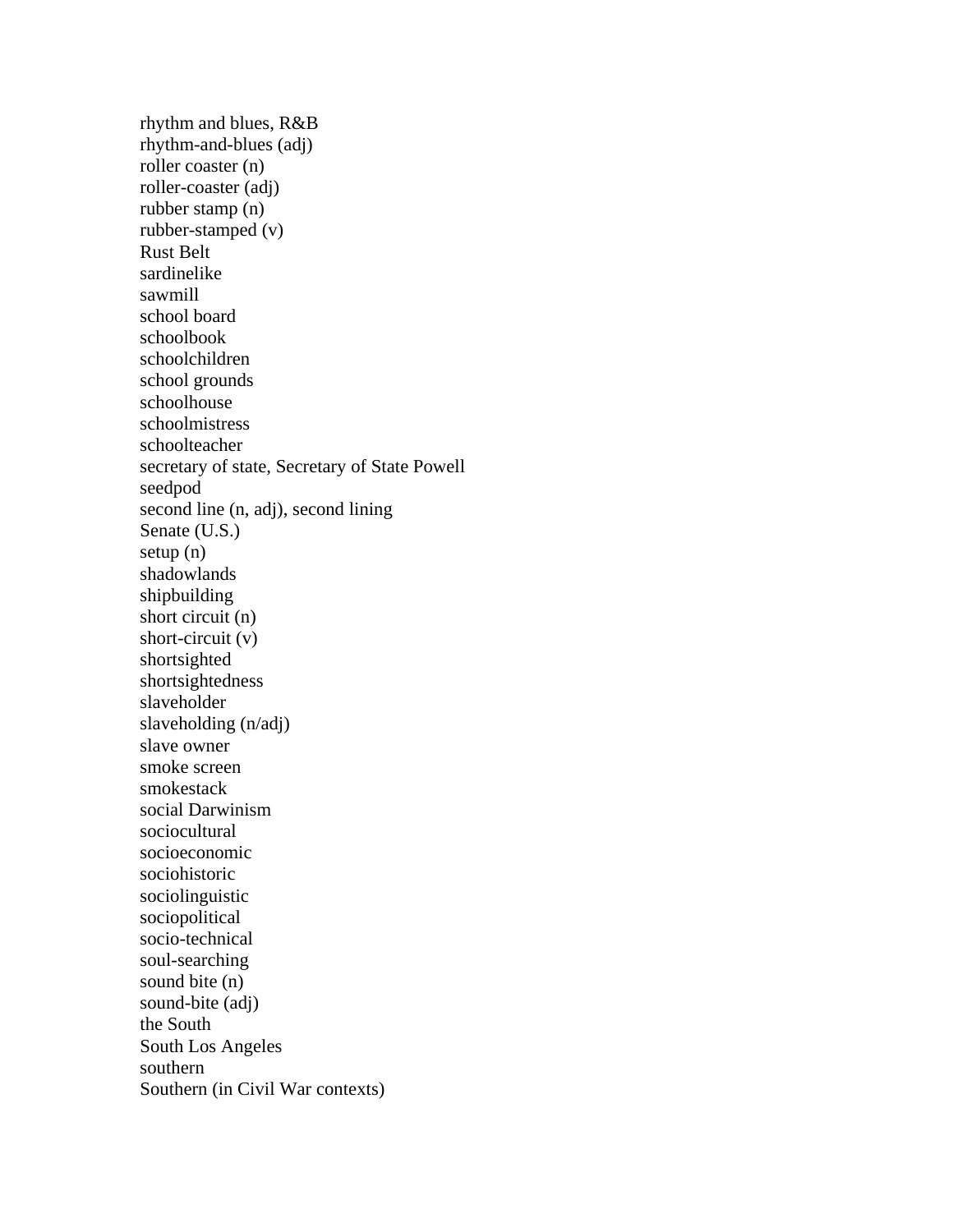rhythm and blues, R&B
rhythm-and-blues (adj)
roller coaster (n)
roller-coaster (adj)
rubber stamp (n)
rubber-stamped (v)
Rust Belt
sardinelike
sawmill
school board
schoolbook
schoolchildren
school grounds
schoolhouse
schoolmistress
schoolteacher
secretary of state, Secretary of State Powell
seedpod
second line (n, adj), second lining
Senate (U.S.)
setup (n)
shadowlands
shipbuilding
short circuit (n)
short-circuit (v)
shortsighted
shortsightedness
slaveholder
slaveholding (n/adj)
slave owner
smoke screen
smokestack
social Darwinism
sociocultural
socioeconomic
sociohistoric
sociolinguistic
sociopolitical
socio-technical
soul-searching
sound bite (n)
sound-bite (adj)
the South
South Los Angeles
southern
Southern (in Civil War contexts)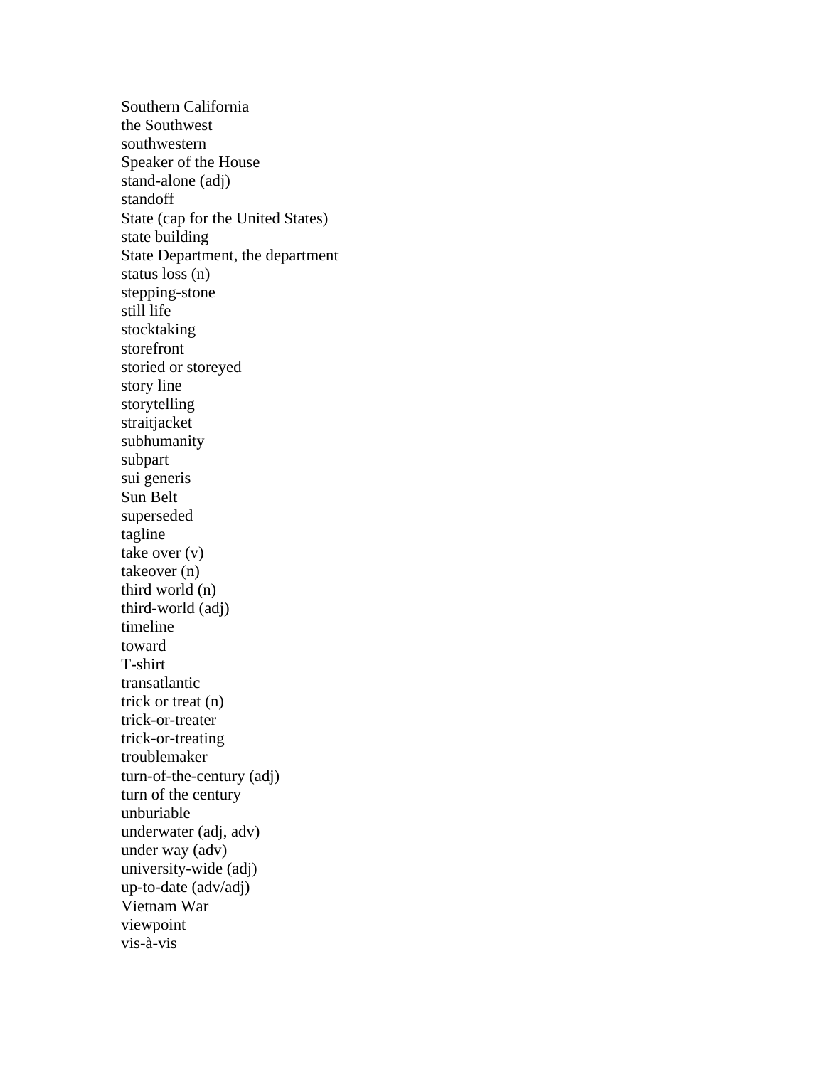Southern California
the Southwest
southwestern
Speaker of the House
stand-alone (adj)
standoff
State (cap for the United States)
state building
State Department, the department
status loss (n)
stepping-stone
still life
stocktaking
storefront
storied or storeyed
story line
storytelling
straitjacket
subhumanity
subpart
sui generis
Sun Belt
superseded
tagline
take over (v)
takeover (n)
third world (n)
third-world (adj)
timeline
toward
T-shirt
transatlantic
trick or treat (n)
trick-or-treater
trick-or-treating
troublemaker
turn-of-the-century (adj)
turn of the century
unburiable
underwater (adj, adv)
under way (adv)
university-wide (adj)
up-to-date (adv/adj)
Vietnam War
viewpoint
vis-à-vis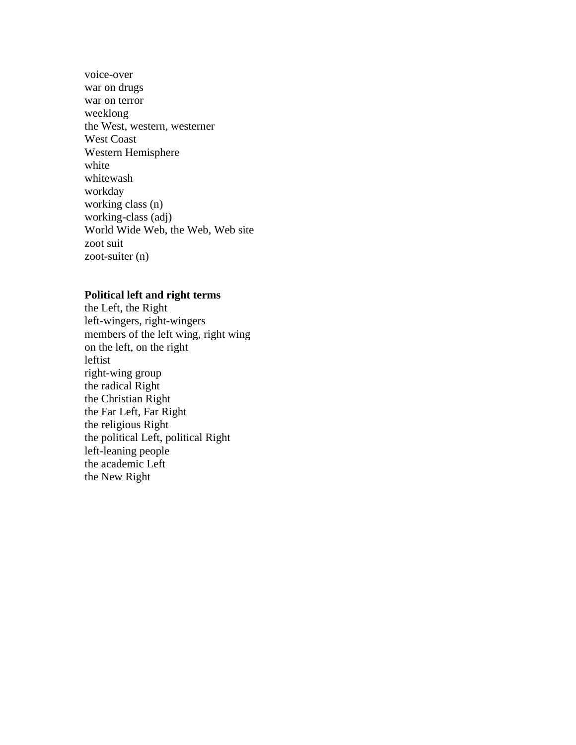voice-over
war on drugs
war on terror
weeklong
the West, western, westerner
West Coast
Western Hemisphere
white
whitewash
workday
working class (n)
working-class (adj)
World Wide Web, the Web, Web site
zoot suit
zoot-suiter (n)

**Political left and right terms**

the Left, the Right
left-wingers, right-wingers
members of the left wing, right wing
on the left, on the right
leftist
right-wing group
the radical Right
the Christian Right
the Far Left, Far Right
the religious Right
the political Left, political Right
left-leaning people
the academic Left
the New Right